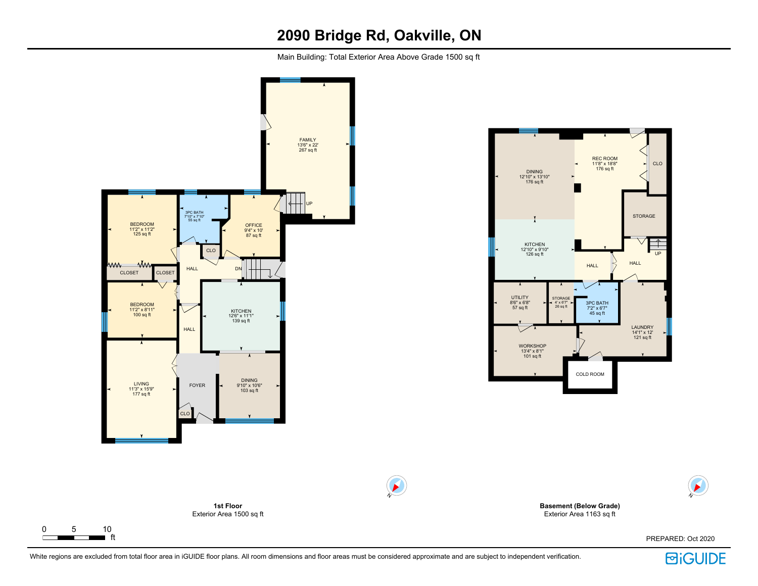# 2090 Bridge Rd, Oakville, ON

Main Building: Total Exterior Area Above Grade 1500 sq ft

FAMILY
13'6" x 22'
267 sq ft

UP

BEDROOM
11'2" x 11'2"
125 sq ft

3PC BATH
7'10" x 7'10"
55 sq ft

OFFICE
9'4" x 10'
87 sq ft

CLO

HALL

DN

CLOSET

CLOSET

BEDROOM
11'2" x 8'11"
100 sq ft

KITCHEN
12'6" x 11'1"
139 sq ft

HALL

LIVING
11'3" x 15'9"
177 sq ft

FOYER

DINING
9'10" x 10'6"
103 sq ft

CLO

**1st Floor**
Exterior Area 1500 sq ft

DINING
12'10" x 13'10"
176 sq ft

REC ROOM
11'8" x 18'8"
176 sq ft

CLO

STORAGE

KITCHEN
12'10" x 9'10"
126 sq ft

HALL

HALL

UP

UTILITY
8'6" x 6'8"
57 sq ft

STORAGE
4' x 6'7"
26 sq ft

3PC BATH
7'2" x 6'7"
45 sq ft

LAUNDRY
14'1" x 12'
121 sq ft

WORKSHOP
13'4" x 8'1"
101 sq ft

COLD ROOM

**Basement (Below Grade)**
Exterior Area 1163 sq ft

0 5 10 ft

PREPARED: Oct 2020

White regions are excluded from total floor area in iGUIDE floor plans. All room dimensions and floor areas must be considered approximate and are subject to independent verification.

iGUIDE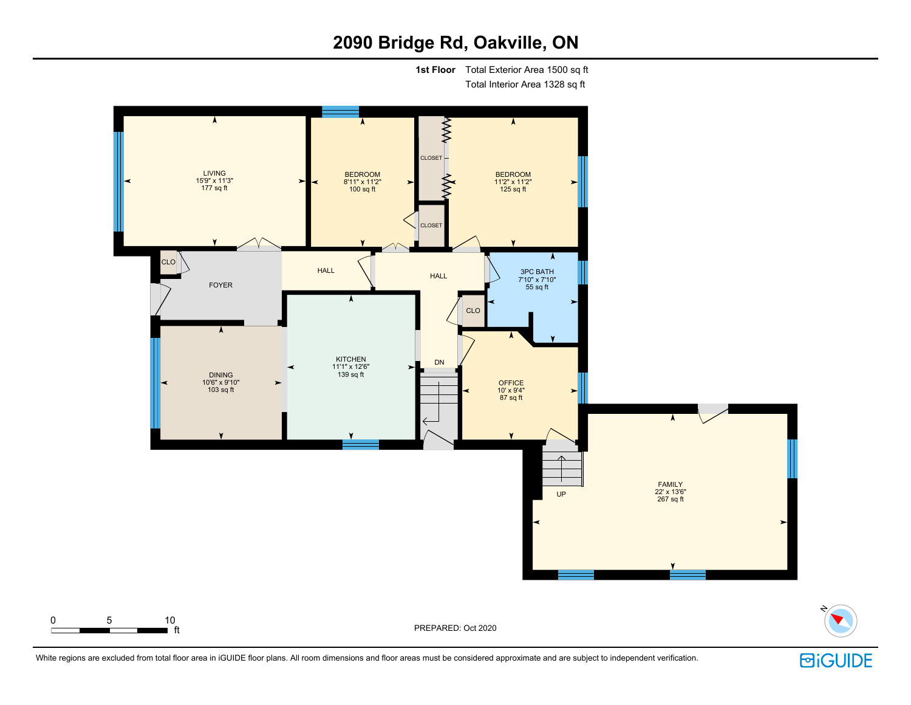# 2090 Bridge Rd, Oakville, ON

**1st Floor** Total Exterior Area 1500 sq ft
Total Interior Area 1328 sq ft

LIVING
15'9" x 11'3"
177 sq ft

BEDROOM
8'11" x 11'2"
100 sq ft

CLOSET

BEDROOM
11'2" x 11'2"
125 sq ft

CLOSET

CLO

FOYER

HALL

HALL

3PC BATH
7'10" x 7'10"
55 sq ft

CLO

DINING
10'6" x 9'10"
103 sq ft

KITCHEN
11'1" x 12'6"
139 sq ft

DN

OFFICE
10' x 9'4"
87 sq ft

UP

FAMILY
22' x 13'6"
267 sq ft

0 5 10 ft

PREPARED: Oct 2020

White regions are excluded from total floor area in iGUIDE floor plans. All room dimensions and floor areas must be considered approximate and are subject to independent verification.

iGUIDE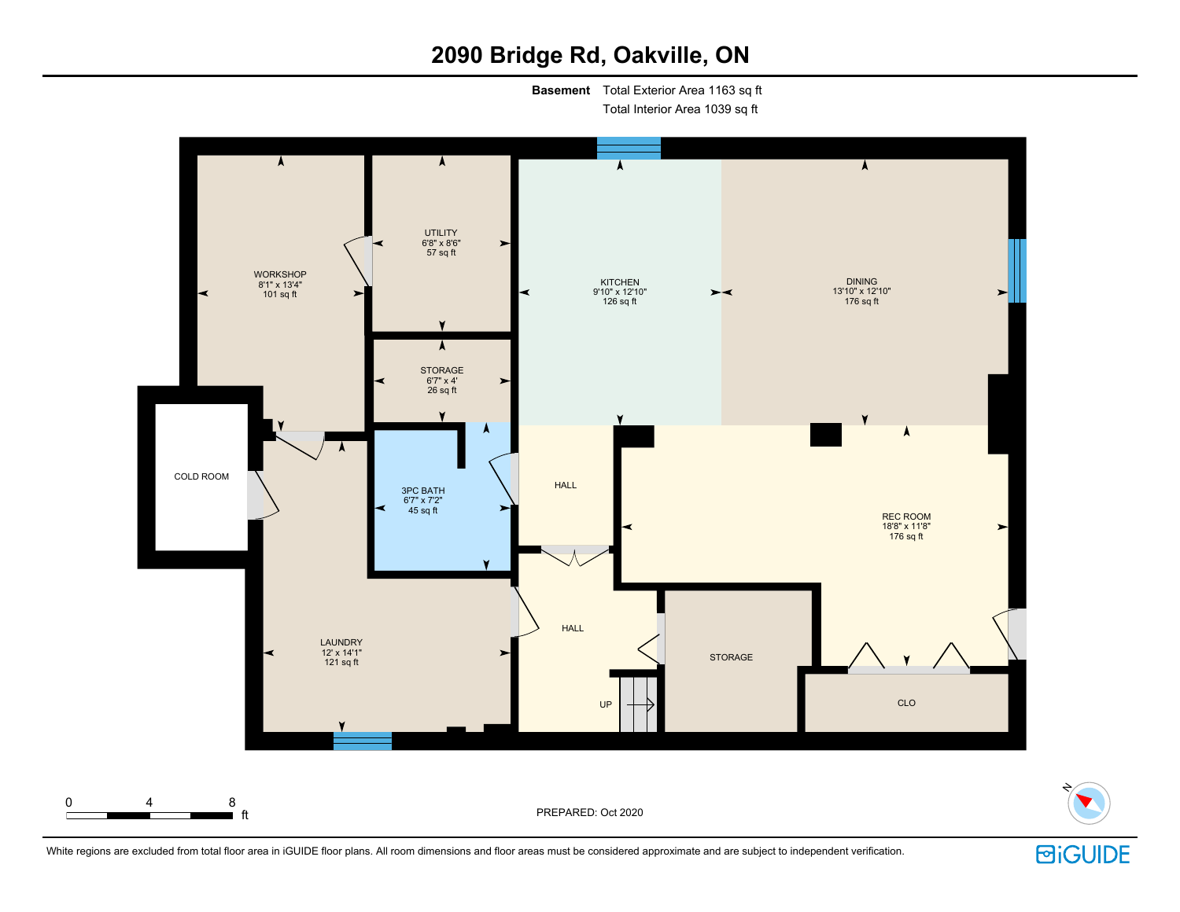# 2090 Bridge Rd, Oakville, ON

**Basement** Total Exterior Area 1163 sq ft
Total Interior Area 1039 sq ft

WORKSHOP
8'1" x 13'4"
101 sq ft

UTILITY
6'8" x 8'6"
57 sq ft

KITCHEN
9'10" x 12'10"
126 sq ft

DINING
13'10" x 12'10"
176 sq ft

STORAGE
6'7" x 4'
26 sq ft

COLD ROOM

3PC BATH
6'7" x 7'2"
45 sq ft

HALL

REC ROOM
18'8" x 11'8"
176 sq ft

LAUNDRY
12' x 14'1"
121 sq ft

HALL

STORAGE

CLO

UP

0 4 8 ft

PREPARED: Oct 2020

White regions are excluded from total floor area in iGUIDE floor plans. All room dimensions and floor areas must be considered approximate and are subject to independent verification.

iGUIDE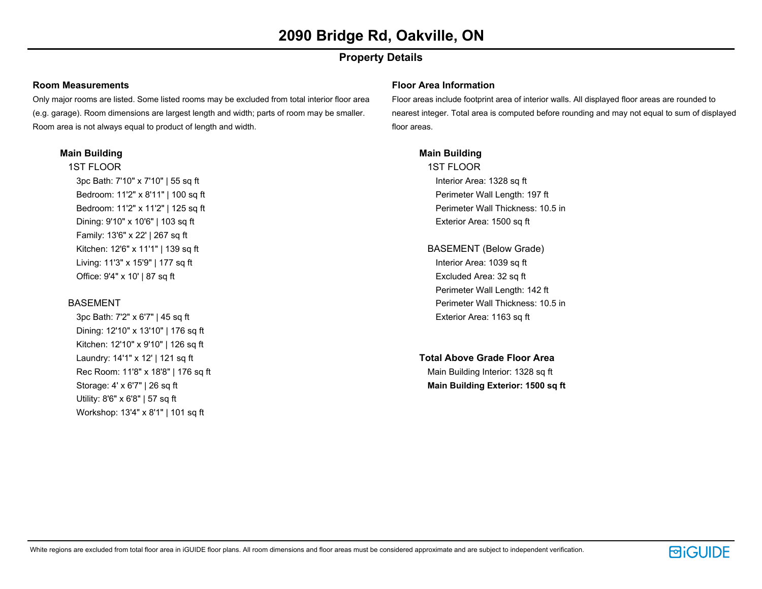# 2090 Bridge Rd, Oakville, ON

## Property Details

### Room Measurements

Only major rooms are listed. Some listed rooms may be excluded from total interior floor area (e.g. garage). Room dimensions are largest length and width; parts of room may be smaller. Room area is not always equal to product of length and width.

#### Main Building

1ST FLOOR

- 3pc Bath: 7'10" x 7'10" | 55 sq ft
- Bedroom: 11'2" x 8'11" | 100 sq ft
- Bedroom: 11'2" x 11'2" | 125 sq ft
- Dining: 9'10" x 10'6" | 103 sq ft
- Family: 13'6" x 22' | 267 sq ft
- Kitchen: 12'6" x 11'1" | 139 sq ft
- Living: 11'3" x 15'9" | 177 sq ft
- Office: 9'4" x 10' | 87 sq ft

BASEMENT

- 3pc Bath: 7'2" x 6'7" | 45 sq ft
- Dining: 12'10" x 13'10" | 176 sq ft
- Kitchen: 12'10" x 9'10" | 126 sq ft
- Laundry: 14'1" x 12' | 121 sq ft
- Rec Room: 11'8" x 18'8" | 176 sq ft
- Storage: 4' x 6'7" | 26 sq ft
- Utility: 8'6" x 6'8" | 57 sq ft
- Workshop: 13'4" x 8'1" | 101 sq ft

### Floor Area Information

Floor areas include footprint area of interior walls. All displayed floor areas are rounded to nearest integer. Total area is computed before rounding and may not equal to sum of displayed floor areas.

#### Main Building

1ST FLOOR

- Interior Area: 1328 sq ft
- Perimeter Wall Length: 197 ft
- Perimeter Wall Thickness: 10.5 in
- Exterior Area: 1500 sq ft

BASEMENT (Below Grade)

- Interior Area: 1039 sq ft
- Excluded Area: 32 sq ft
- Perimeter Wall Length: 142 ft
- Perimeter Wall Thickness: 10.5 in
- Exterior Area: 1163 sq ft

#### Total Above Grade Floor Area

- Main Building Interior: 1328 sq ft
- **Main Building Exterior: 1500 sq ft**

White regions are excluded from total floor area in iGUIDE floor plans. All room dimensions and floor areas must be considered approximate and are subject to independent verification.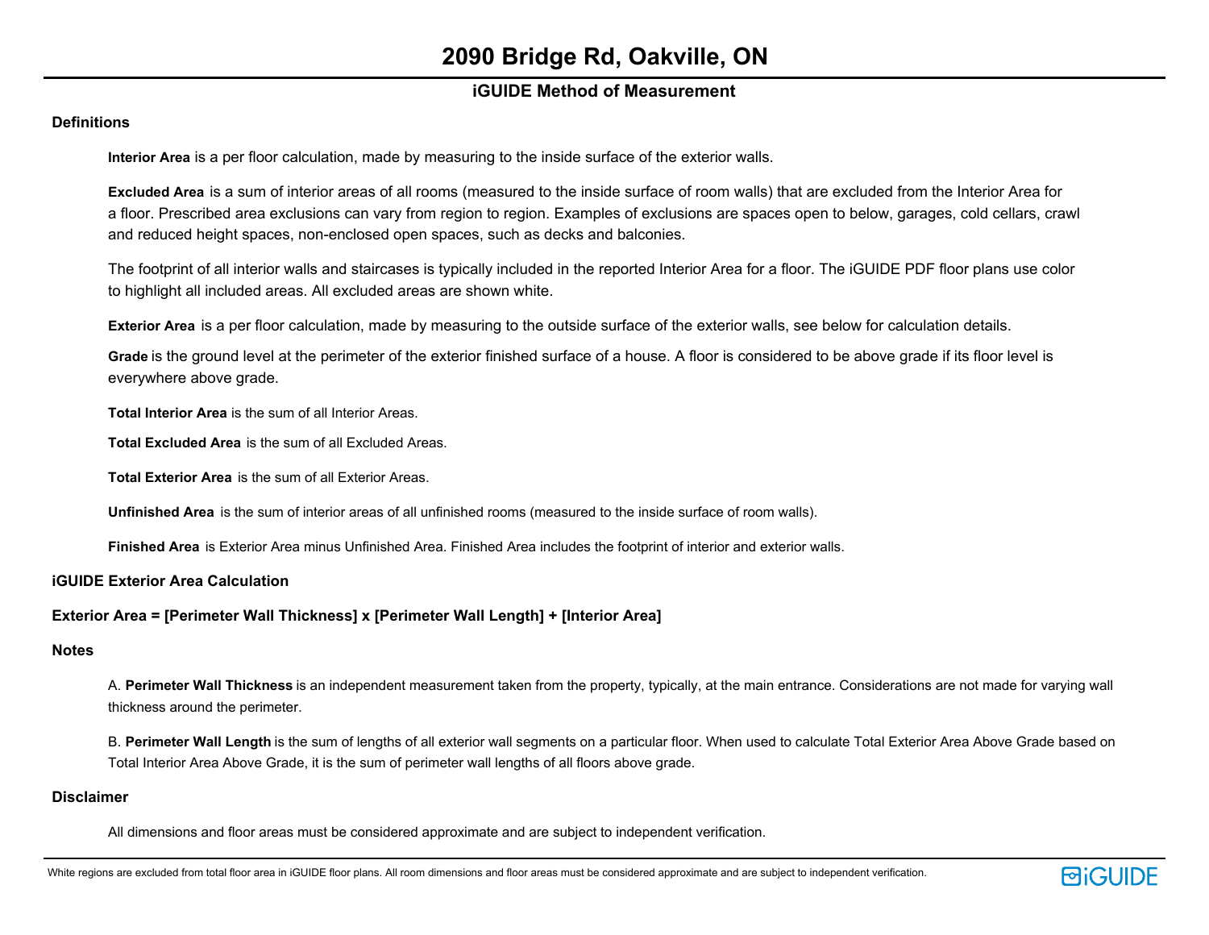# 2090 Bridge Rd, Oakville, ON

## iGUIDE Method of Measurement

### Definitions

**Interior Area** is a per floor calculation, made by measuring to the inside surface of the exterior walls.

**Excluded Area** is a sum of interior areas of all rooms (measured to the inside surface of room walls) that are excluded from the Interior Area for a floor. Prescribed area exclusions can vary from region to region. Examples of exclusions are spaces open to below, garages, cold cellars, crawl and reduced height spaces, non-enclosed open spaces, such as decks and balconies.

The footprint of all interior walls and staircases is typically included in the reported Interior Area for a floor. The iGUIDE PDF floor plans use color to highlight all included areas. All excluded areas are shown white.

**Exterior Area** is a per floor calculation, made by measuring to the outside surface of the exterior walls, see below for calculation details.

**Grade** is the ground level at the perimeter of the exterior finished surface of a house. A floor is considered to be above grade if its floor level is everywhere above grade.

**Total Interior Area** is the sum of all Interior Areas.

**Total Excluded Area** is the sum of all Excluded Areas.

**Total Exterior Area** is the sum of all Exterior Areas.

**Unfinished Area** is the sum of interior areas of all unfinished rooms (measured to the inside surface of room walls).

**Finished Area** is Exterior Area minus Unfinished Area. Finished Area includes the footprint of interior and exterior walls.

### iGUIDE Exterior Area Calculation

**Exterior Area = [Perimeter Wall Thickness] x [Perimeter Wall Length] + [Interior Area]**

### Notes

A. **Perimeter Wall Thickness** is an independent measurement taken from the property, typically, at the main entrance. Considerations are not made for varying wall thickness around the perimeter.

B. **Perimeter Wall Length** is the sum of lengths of all exterior wall segments on a particular floor. When used to calculate Total Exterior Area Above Grade based on Total Interior Area Above Grade, it is the sum of perimeter wall lengths of all floors above grade.

### Disclaimer

All dimensions and floor areas must be considered approximate and are subject to independent verification.